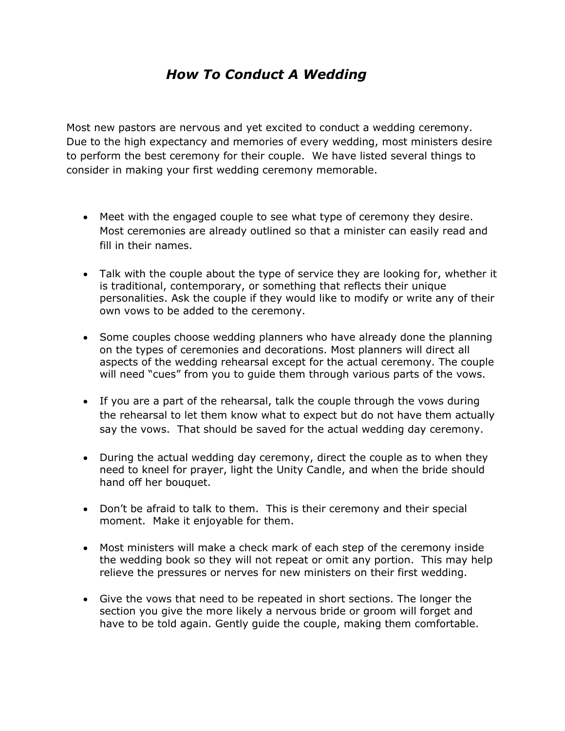# *How To Conduct A Wedding*

Most new pastors are nervous and yet excited to conduct a wedding ceremony. Due to the high expectancy and memories of every wedding, most ministers desire to perform the best ceremony for their couple. We have listed several things to consider in making your first wedding ceremony memorable.

- Meet with the engaged couple to see what type of ceremony they desire. Most ceremonies are already outlined so that a minister can easily read and fill in their names.
- Talk with the couple about the type of service they are looking for, whether it is traditional, contemporary, or something that reflects their unique personalities. Ask the couple if they would like to modify or write any of their own vows to be added to the ceremony.
- Some couples choose wedding planners who have already done the planning on the types of ceremonies and decorations. Most planners will direct all aspects of the wedding rehearsal except for the actual ceremony. The couple will need "cues" from you to guide them through various parts of the vows.
- If you are a part of the rehearsal, talk the couple through the vows during the rehearsal to let them know what to expect but do not have them actually say the vows. That should be saved for the actual wedding day ceremony.
- During the actual wedding day ceremony, direct the couple as to when they need to kneel for prayer, light the Unity Candle, and when the bride should hand off her bouquet.
- Don't be afraid to talk to them. This is their ceremony and their special moment. Make it enjoyable for them.
- Most ministers will make a check mark of each step of the ceremony inside the wedding book so they will not repeat or omit any portion. This may help relieve the pressures or nerves for new ministers on their first wedding.
- Give the vows that need to be repeated in short sections. The longer the section you give the more likely a nervous bride or groom will forget and have to be told again. Gently guide the couple, making them comfortable.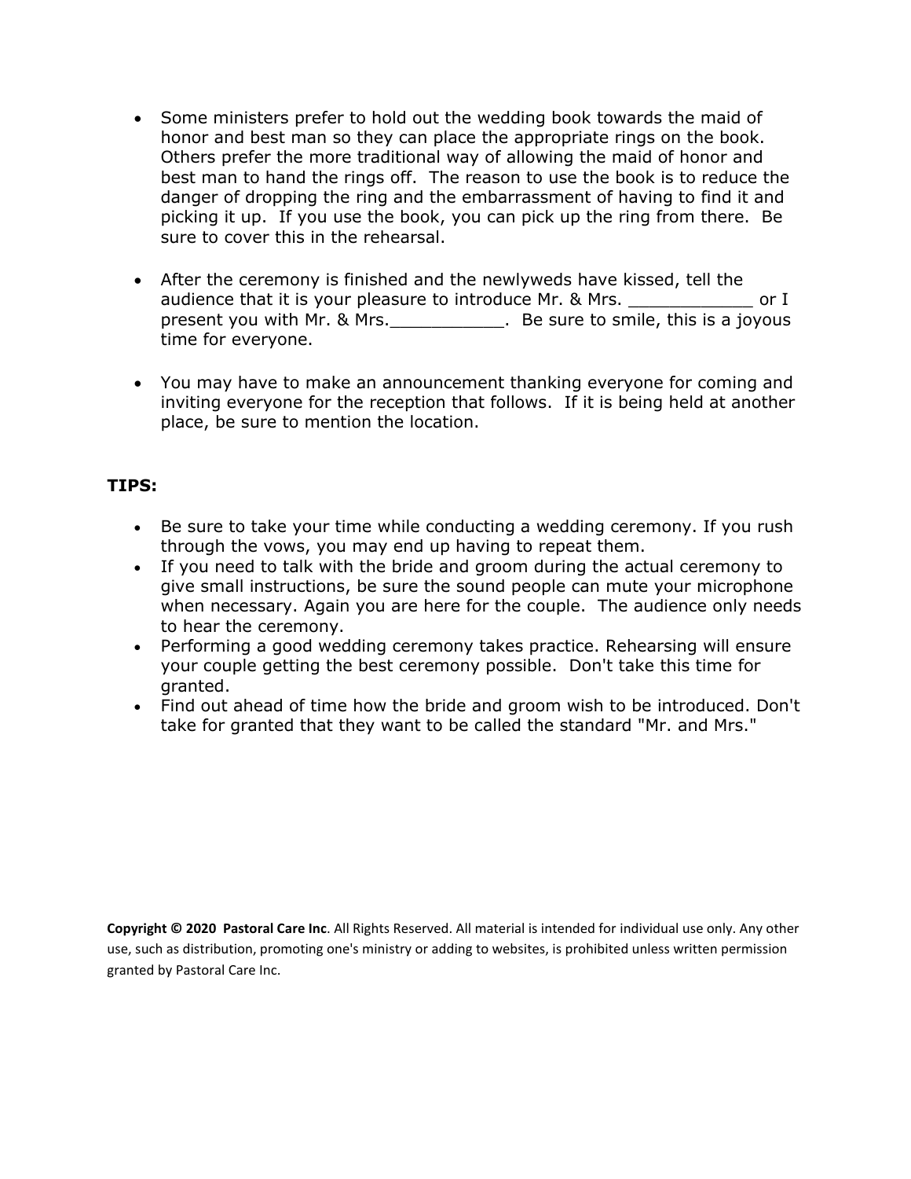- Some ministers prefer to hold out the wedding book towards the maid of honor and best man so they can place the appropriate rings on the book. Others prefer the more traditional way of allowing the maid of honor and best man to hand the rings off. The reason to use the book is to reduce the danger of dropping the ring and the embarrassment of having to find it and picking it up. If you use the book, you can pick up the ring from there. Be sure to cover this in the rehearsal.

- After the ceremony is finished and the newlyweds have kissed, tell the audience that it is your pleasure to introduce Mr. & Mrs. ____________ or I present you with Mr. & Mrs.___________. Be sure to smile, this is a joyous time for everyone.

- You may have to make an announcement thanking everyone for coming and inviting everyone for the reception that follows. If it is being held at another place, be sure to mention the location.

**TIPS:**

- Be sure to take your time while conducting a wedding ceremony. If you rush through the vows, you may end up having to repeat them.
- If you need to talk with the bride and groom during the actual ceremony to give small instructions, be sure the sound people can mute your microphone when necessary. Again you are here for the couple. The audience only needs to hear the ceremony.
- Performing a good wedding ceremony takes practice. Rehearsing will ensure your couple getting the best ceremony possible. Don't take this time for granted.
- Find out ahead of time how the bride and groom wish to be introduced. Don't take for granted that they want to be called the standard "Mr. and Mrs."

**Copyright © 2020 Pastoral Care Inc**. All Rights Reserved. All material is intended for individual use only. Any other use, such as distribution, promoting one's ministry or adding to websites, is prohibited unless written permission granted by Pastoral Care Inc.